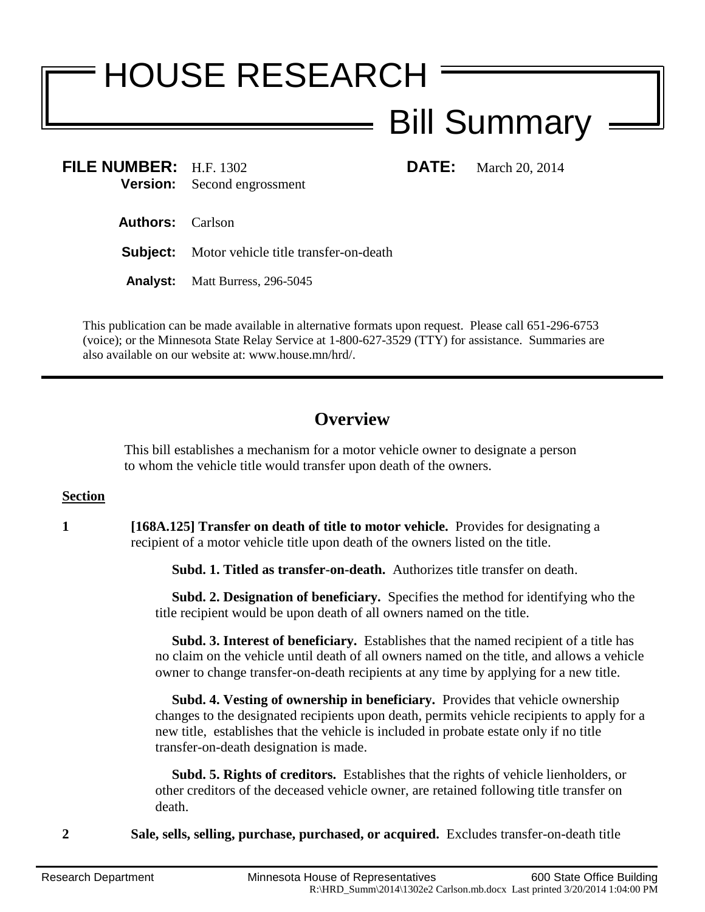# HOUSE RESEARCH

## Bill Summary

**FILE NUMBER:** H.F. 1302 **DATE:** March 20, 2014
**Version:** Second engrossment

**Authors:** Carlson

**Subject:** Motor vehicle title transfer-on-death

**Analyst:** Matt Burress, 296-5045

This publication can be made available in alternative formats upon request. Please call 651-296-6753 (voice); or the Minnesota State Relay Service at 1-800-627-3529 (TTY) for assistance. Summaries are also available on our website at: www.house.mn/hrd/.

---

## Overview

This bill establishes a mechanism for a motor vehicle owner to designate a person to whom the vehicle title would transfer upon death of the owners.

**Section**

**1** **[168A.125] Transfer on death of title to motor vehicle.** Provides for designating a recipient of a motor vehicle title upon death of the owners listed on the title.

**Subd. 1. Titled as transfer-on-death.** Authorizes title transfer on death.

**Subd. 2. Designation of beneficiary.** Specifies the method for identifying who the title recipient would be upon death of all owners named on the title.

**Subd. 3. Interest of beneficiary.** Establishes that the named recipient of a title has no claim on the vehicle until death of all owners named on the title, and allows a vehicle owner to change transfer-on-death recipients at any time by applying for a new title.

**Subd. 4. Vesting of ownership in beneficiary.** Provides that vehicle ownership changes to the designated recipients upon death, permits vehicle recipients to apply for a new title, establishes that the vehicle is included in probate estate only if no title transfer-on-death designation is made.

**Subd. 5. Rights of creditors.** Establishes that the rights of vehicle lienholders, or other creditors of the deceased vehicle owner, are retained following title transfer on death.

**2** **Sale, sells, selling, purchase, purchased, or acquired.** Excludes transfer-on-death title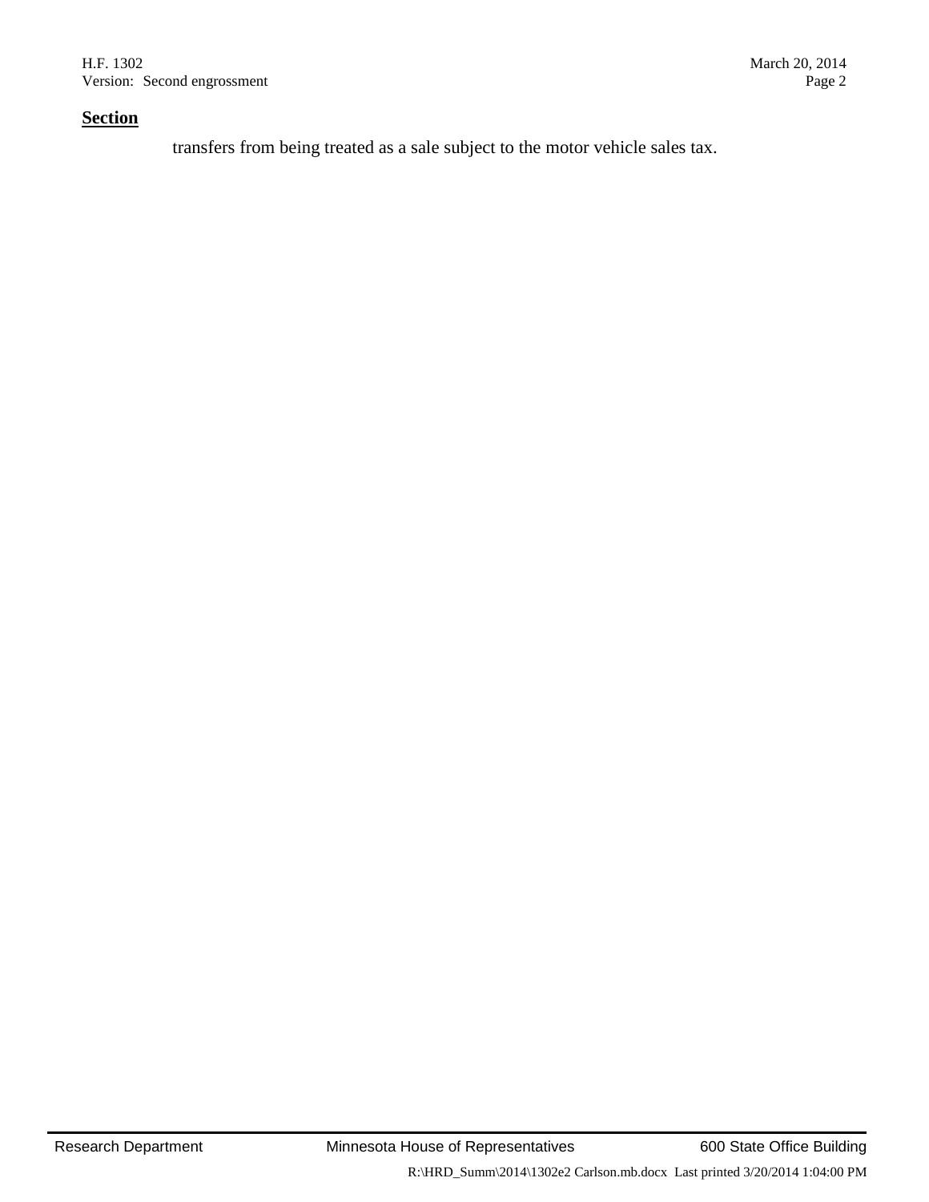**Section**

transfers from being treated as a sale subject to the motor vehicle sales tax.